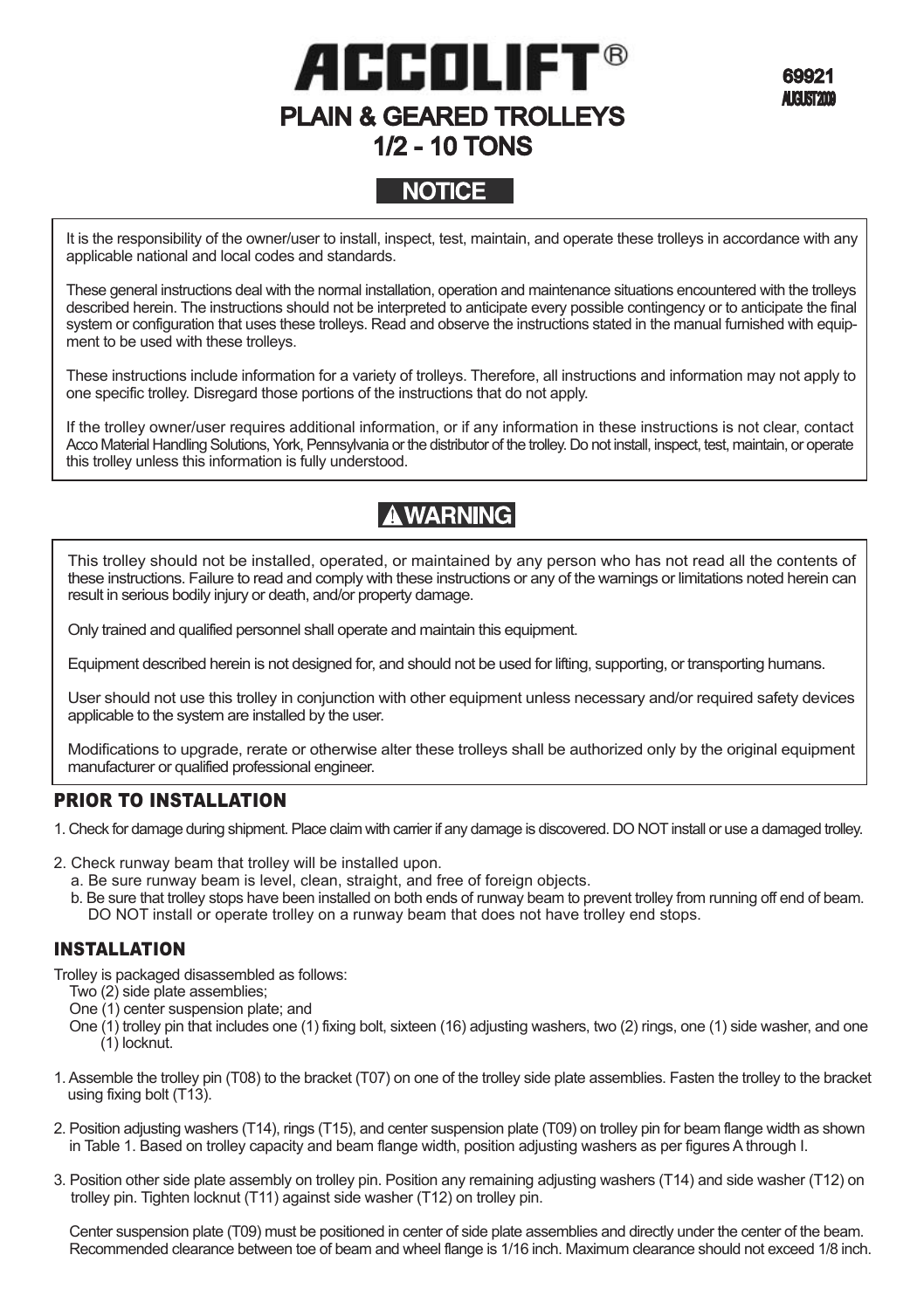# ACCOLIFT®

69921
AUGUST 2009

## PLAIN & GEARED TROLLEYS
## 1/2 - 10 TONS

### NOTICE

It is the responsibility of the owner/user to install, inspect, test, maintain, and operate these trolleys in accordance with any applicable national and local codes and standards.

These general instructions deal with the normal installation, operation and maintenance situations encountered with the trolleys described herein. The instructions should not be interpreted to anticipate every possible contingency or to anticipate the final system or configuration that uses these trolleys. Read and observe the instructions stated in the manual furnished with equipment to be used with these trolleys.

These instructions include information for a variety of trolleys. Therefore, all instructions and information may not apply to one specific trolley. Disregard those portions of the instructions that do not apply.

If the trolley owner/user requires additional information, or if any information in these instructions is not clear, contact Acco Material Handling Solutions, York, Pennsylvania or the distributor of the trolley. Do not install, inspect, test, maintain, or operate this trolley unless this information is fully understood.

### ⚠ WARNING

This trolley should not be installed, operated, or maintained by any person who has not read all the contents of these instructions. Failure to read and comply with these instructions or any of the warnings or limitations noted herein can result in serious bodily injury or death, and/or property damage.

Only trained and qualified personnel shall operate and maintain this equipment.

Equipment described herein is not designed for, and should not be used for lifting, supporting, or transporting humans.

User should not use this trolley in conjunction with other equipment unless necessary and/or required safety devices applicable to the system are installed by the user.

Modifications to upgrade, rerate or otherwise alter these trolleys shall be authorized only by the original equipment manufacturer or qualified professional engineer.

## PRIOR TO INSTALLATION

1. Check for damage during shipment. Place claim with carrier if any damage is discovered. DO NOT install or use a damaged trolley.

2. Check runway beam that trolley will be installed upon.
   a. Be sure runway beam is level, clean, straight, and free of foreign objects.
   b. Be sure that trolley stops have been installed on both ends of runway beam to prevent trolley from running off end of beam. DO NOT install or operate trolley on a runway beam that does not have trolley end stops.

## INSTALLATION

Trolley is packaged disassembled as follows:

- Two (2) side plate assemblies;
- One (1) center suspension plate; and
- One (1) trolley pin that includes one (1) fixing bolt, sixteen (16) adjusting washers, two (2) rings, one (1) side washer, and one (1) locknut.

1. Assemble the trolley pin (T08) to the bracket (T07) on one of the trolley side plate assemblies. Fasten the trolley to the bracket using fixing bolt (T13).

2. Position adjusting washers (T14), rings (T15), and center suspension plate (T09) on trolley pin for beam flange width as shown in Table 1. Based on trolley capacity and beam flange width, position adjusting washers as per figures A through I.

3. Position other side plate assembly on trolley pin. Position any remaining adjusting washers (T14) and side washer (T12) on trolley pin. Tighten locknut (T11) against side washer (T12) on trolley pin.

   Center suspension plate (T09) must be positioned in center of side plate assemblies and directly under the center of the beam. Recommended clearance between toe of beam and wheel flange is 1/16 inch. Maximum clearance should not exceed 1/8 inch.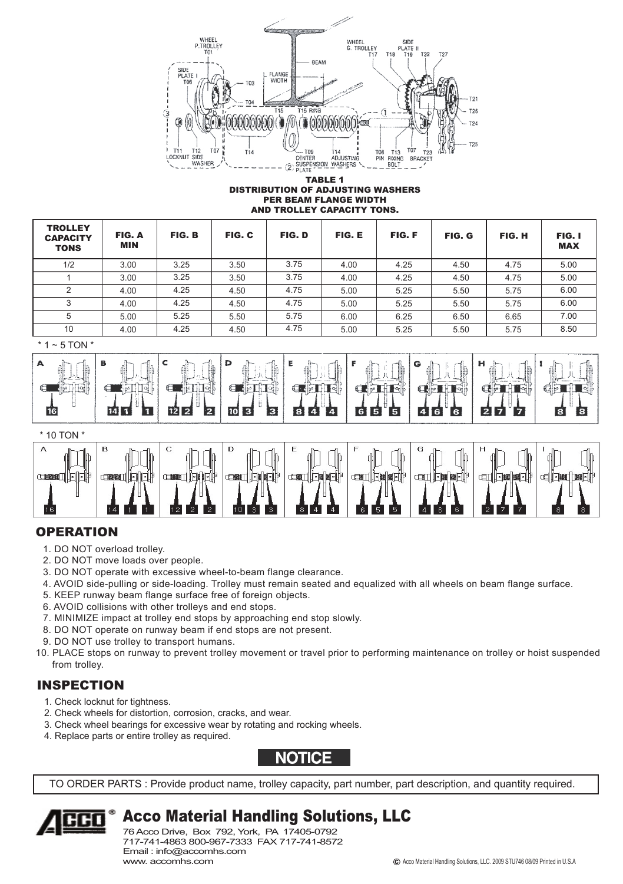WHEEL P.TROLLEY T01

SIDE PLATE I T06

T03

FLANGE WIDTH

BEAM

T04

T15

T15 RING

WHEEL G. TROLLEY T17

T18

SIDE PLATE II T19

T22

T27

T21

T26

T24

T25

T11 LOCKNUT

T12 SIDE WASHER

T07

T14

T09 CENTER SUSPENSION PLATE

T14 ADJUSTING WASHERS

T08 PIN

T13 FIXING BOLT

T07

T23 BRACKET

**TABLE 1**
**DISTRIBUTION OF ADJUSTING WASHERS PER BEAM FLANGE WIDTH AND TROLLEY CAPACITY TONS.**

| TROLLEY CAPACITY TONS | FIG. A MIN | FIG. B | FIG. C | FIG. D | FIG. E | FIG. F | FIG. G | FIG. H | FIG. I MAX |
|---|---|---|---|---|---|---|---|---|---|
| 1/2 | 3.00 | 3.25 | 3.50 | 3.75 | 4.00 | 4.25 | 4.50 | 4.75 | 5.00 |
| 1 | 3.00 | 3.25 | 3.50 | 3.75 | 4.00 | 4.25 | 4.50 | 4.75 | 5.00 |
| 2 | 4.00 | 4.25 | 4.50 | 4.75 | 5.00 | 5.25 | 5.50 | 5.75 | 6.00 |
| 3 | 4.00 | 4.25 | 4.50 | 4.75 | 5.00 | 5.25 | 5.50 | 5.75 | 6.00 |
| 5 | 5.00 | 5.25 | 5.50 | 5.75 | 6.00 | 6.25 | 6.50 | 6.65 | 7.00 |
| 10 | 4.00 | 4.25 | 4.50 | 4.75 | 5.00 | 5.25 | 5.50 | 5.75 | 8.50 |

\* 1 ~ 5 TON \*

A 16 | B 14 1 1 | C 12 2 2 | D 10 3 3 | E 8 4 4 | F 6 5 5 | G 4 6 6 | H 2 7 7 | I 8 8

\* 10 TON \*

A 16 | B 14 1 1 | C 12 2 2 | D 10 3 3 | E 8 4 4 | F 6 5 5 | G 4 6 6 | H 2 7 7 | I 8 8

## OPERATION

1. DO NOT overload trolley.
2. DO NOT move loads over people.
3. DO NOT operate with excessive wheel-to-beam flange clearance.
4. AVOID side-pulling or side-loading. Trolley must remain seated and equalized with all wheels on beam flange surface.
5. KEEP runway beam flange surface free of foreign objects.
6. AVOID collisions with other trolleys and end stops.
7. MINIMIZE impact at trolley end stops by approaching end stop slowly.
8. DO NOT operate on runway beam if end stops are not present.
9. DO NOT use trolley to transport humans.
10. PLACE stops on runway to prevent trolley movement or travel prior to performing maintenance on trolley or hoist suspended from trolley.

## INSPECTION

1. Check locknut for tightness.
2. Check wheels for distortion, corrosion, cracks, and wear.
3. Check wheel bearings for excessive wear by rotating and rocking wheels.
4. Replace parts or entire trolley as required.

**NOTICE**

TO ORDER PARTS : Provide product name, trolley capacity, part number, part description, and quantity required.

## Acco Material Handling Solutions, LLC

76 Acco Drive, Box 792, York, PA 17405-0792
717-741-4863 800-967-7333 FAX 717-741-8572
Email : info@accomhs.com
www. accomhs.com

© Acco Material Handling Solutions, LLC. 2009 STU746 08/09 Printed in U.S.A